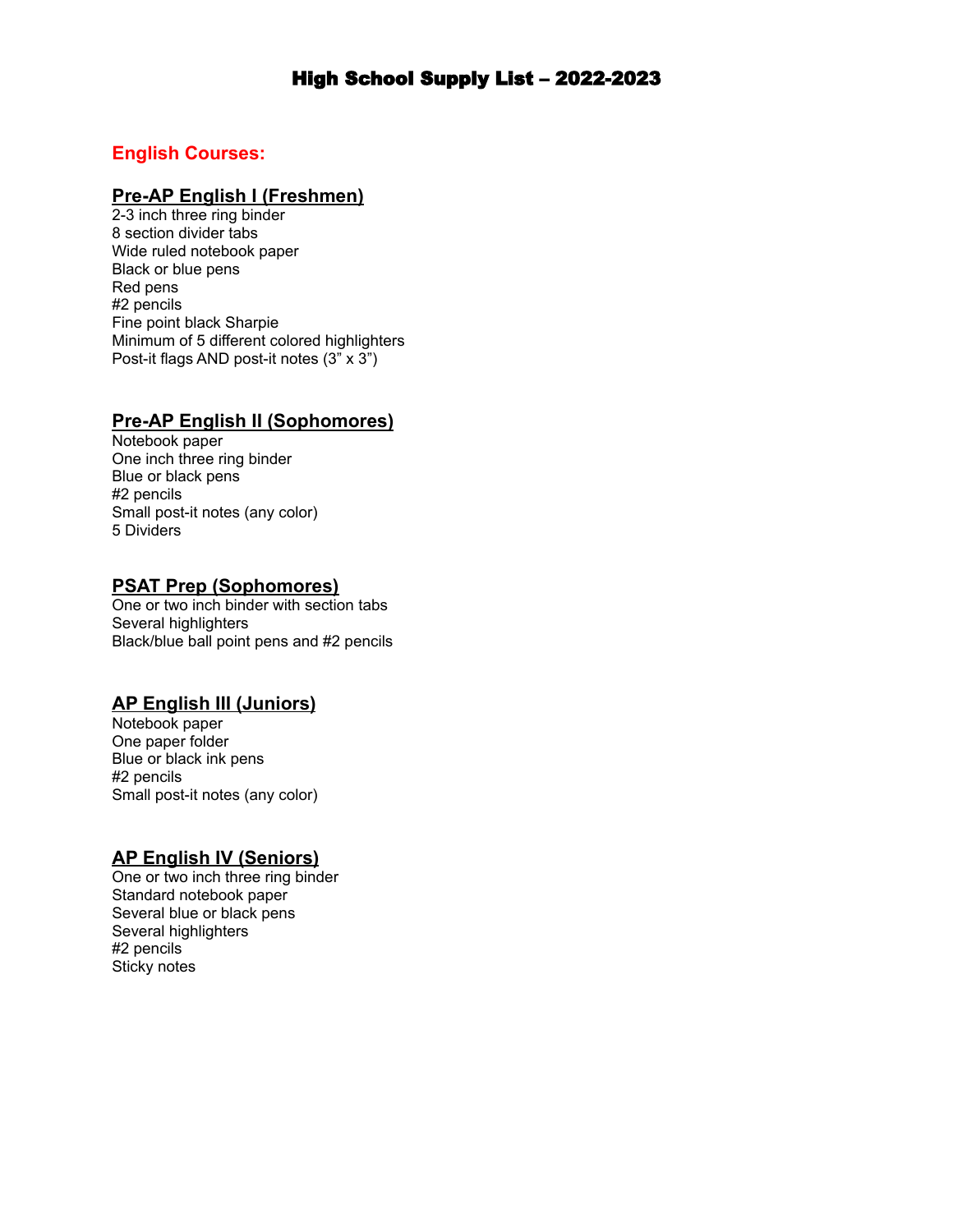# High School Supply List – 2022-2023

## English Courses:

### Pre-AP English I (Freshmen)

2-3 inch three ring binder
8 section divider tabs
Wide ruled notebook paper
Black or blue pens
Red pens
#2 pencils
Fine point black Sharpie
Minimum of 5 different colored highlighters
Post-it flags AND post-it notes (3" x 3")

### Pre-AP English II (Sophomores)

Notebook paper
One inch three ring binder
Blue or black pens
#2 pencils
Small post-it notes (any color)
5 Dividers

### PSAT Prep (Sophomores)

One or two inch binder with section tabs
Several highlighters
Black/blue ball point pens and #2 pencils

### AP English III (Juniors)

Notebook paper
One paper folder
Blue or black ink pens
#2 pencils
Small post-it notes (any color)

### AP English IV (Seniors)

One or two inch three ring binder
Standard notebook paper
Several blue or black pens
Several highlighters
#2 pencils
Sticky notes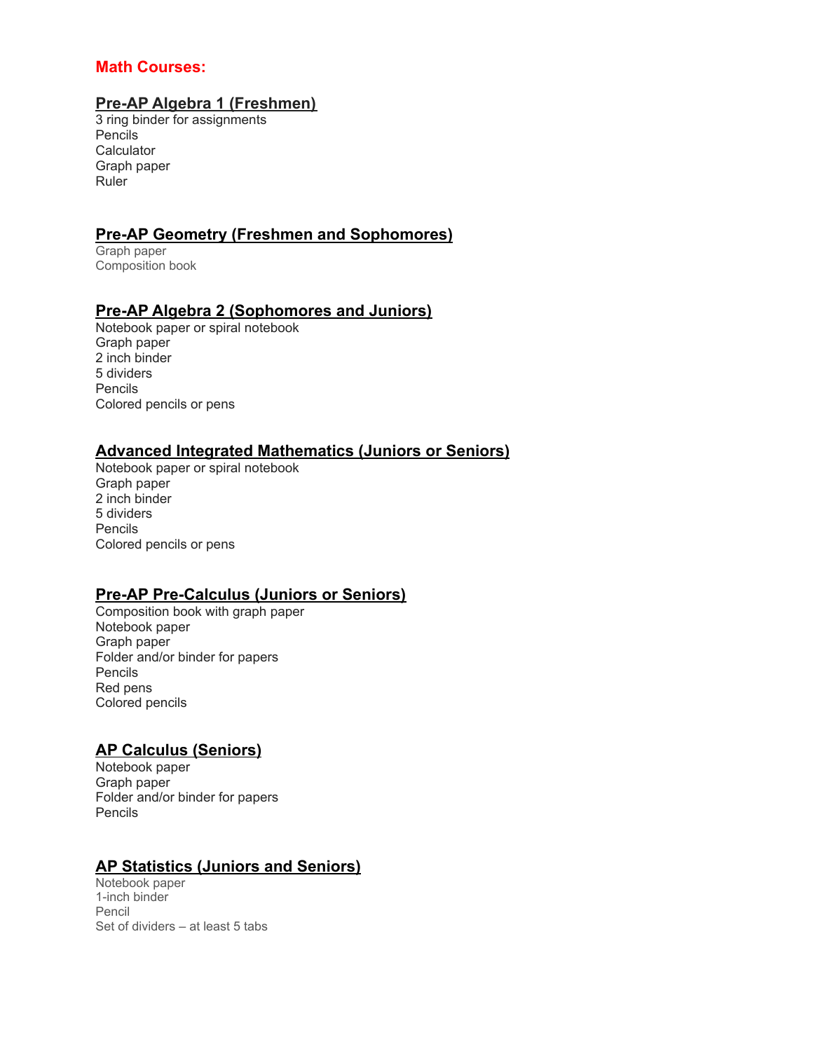## Math Courses:

### Pre-AP Algebra 1 (Freshmen)

3 ring binder for assignments
Pencils
Calculator
Graph paper
Ruler

### Pre-AP Geometry (Freshmen and Sophomores)

Graph paper
Composition book

### Pre-AP Algebra 2 (Sophomores and Juniors)

Notebook paper or spiral notebook
Graph paper
2 inch binder
5 dividers
Pencils
Colored pencils or pens

### Advanced Integrated Mathematics (Juniors or Seniors)

Notebook paper or spiral notebook
Graph paper
2 inch binder
5 dividers
Pencils
Colored pencils or pens

### Pre-AP Pre-Calculus (Juniors or Seniors)

Composition book with graph paper
Notebook paper
Graph paper
Folder and/or binder for papers
Pencils
Red pens
Colored pencils

### AP Calculus (Seniors)

Notebook paper
Graph paper
Folder and/or binder for papers
Pencils

### AP Statistics (Juniors and Seniors)

Notebook paper
1-inch binder
Pencil
Set of dividers – at least 5 tabs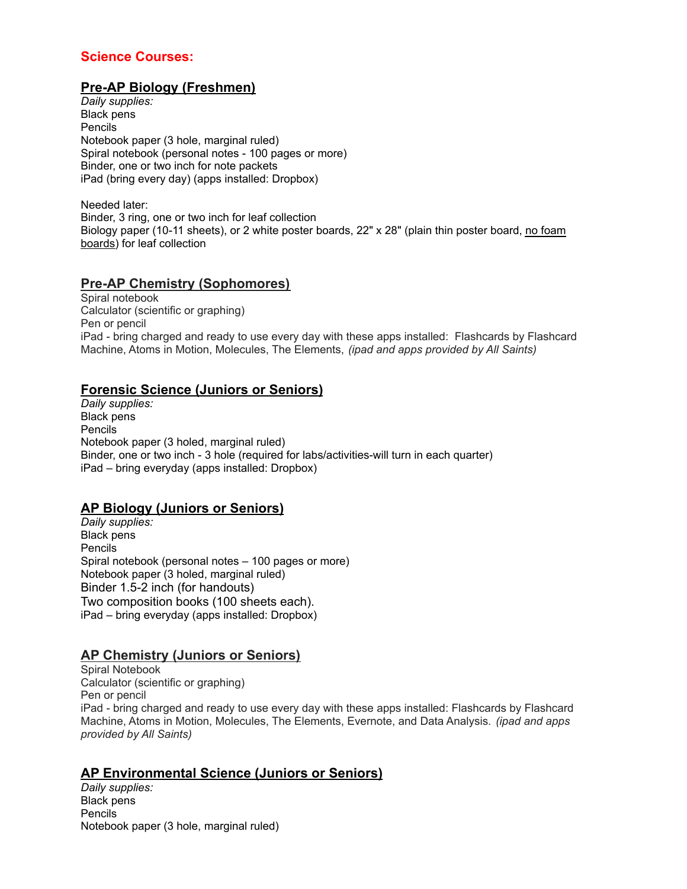# Science Courses:

## Pre-AP Biology (Freshmen)

*Daily supplies:*
Black pens
Pencils
Notebook paper (3 hole, marginal ruled)
Spiral notebook (personal notes - 100 pages or more)
Binder, one or two inch for note packets
iPad (bring every day) (apps installed: Dropbox)

Needed later:
Binder, 3 ring, one or two inch for leaf collection
Biology paper (10-11 sheets), or 2 white poster boards, 22" x 28" (plain thin poster board, <u>no foam boards</u>) for leaf collection

## Pre-AP Chemistry (Sophomores)

Spiral notebook
Calculator (scientific or graphing)
Pen or pencil
iPad - bring charged and ready to use every day with these apps installed: Flashcards by Flashcard Machine, Atoms in Motion, Molecules, The Elements, *(ipad and apps provided by All Saints)*

## Forensic Science (Juniors or Seniors)

*Daily supplies:*
Black pens
Pencils
Notebook paper (3 holed, marginal ruled)
Binder, one or two inch - 3 hole (required for labs/activities-will turn in each quarter)
iPad – bring everyday (apps installed: Dropbox)

## AP Biology (Juniors or Seniors)

*Daily supplies:*
Black pens
Pencils
Spiral notebook (personal notes – 100 pages or more)
Notebook paper (3 holed, marginal ruled)
Binder 1.5-2 inch (for handouts)
Two composition books (100 sheets each).
iPad – bring everyday (apps installed: Dropbox)

## AP Chemistry (Juniors or Seniors)

Spiral Notebook
Calculator (scientific or graphing)
Pen or pencil
iPad - bring charged and ready to use every day with these apps installed: Flashcards by Flashcard Machine, Atoms in Motion, Molecules, The Elements, Evernote, and Data Analysis. *(ipad and apps provided by All Saints)*

## AP Environmental Science (Juniors or Seniors)

*Daily supplies:*
Black pens
Pencils
Notebook paper (3 hole, marginal ruled)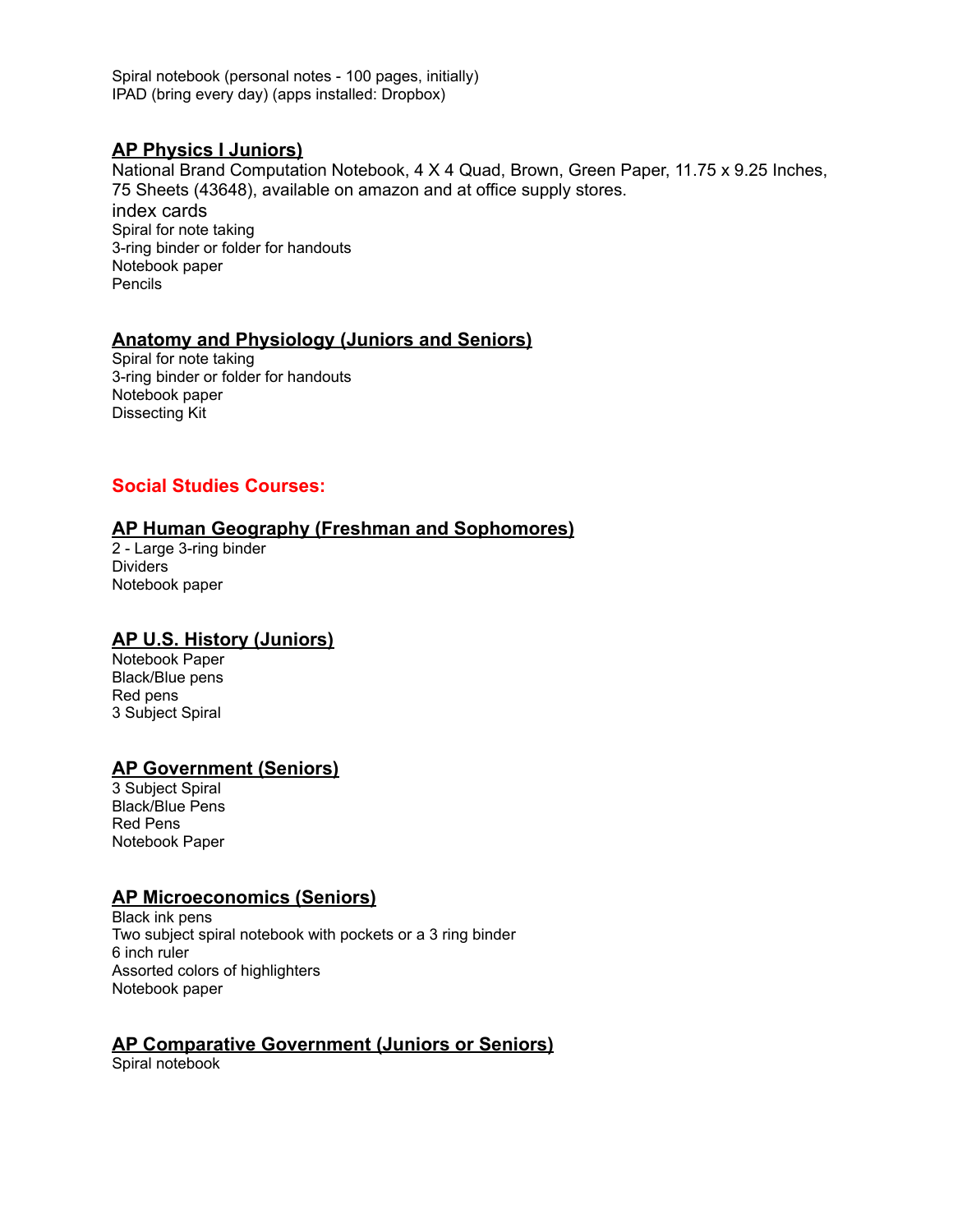Spiral notebook (personal notes - 100 pages, initially)
IPAD (bring every day) (apps installed: Dropbox)

### AP Physics I Juniors)

National Brand Computation Notebook, 4 X 4 Quad, Brown, Green Paper, 11.75 x 9.25 Inches, 75 Sheets (43648), available on amazon and at office supply stores.
index cards
Spiral for note taking
3-ring binder or folder for handouts
Notebook paper
Pencils

### Anatomy and Physiology (Juniors and Seniors)

Spiral for note taking
3-ring binder or folder for handouts
Notebook paper
Dissecting Kit

## Social Studies Courses:

### AP Human Geography (Freshman and Sophomores)

2 - Large 3-ring binder
Dividers
Notebook paper

### AP U.S. History (Juniors)

Notebook Paper
Black/Blue pens
Red pens
3 Subject Spiral

### AP Government (Seniors)

3 Subject Spiral
Black/Blue Pens
Red Pens
Notebook Paper

### AP Microeconomics (Seniors)

Black ink pens
Two subject spiral notebook with pockets or a 3 ring binder
6 inch ruler
Assorted colors of highlighters
Notebook paper

### AP Comparative Government (Juniors or Seniors)

Spiral notebook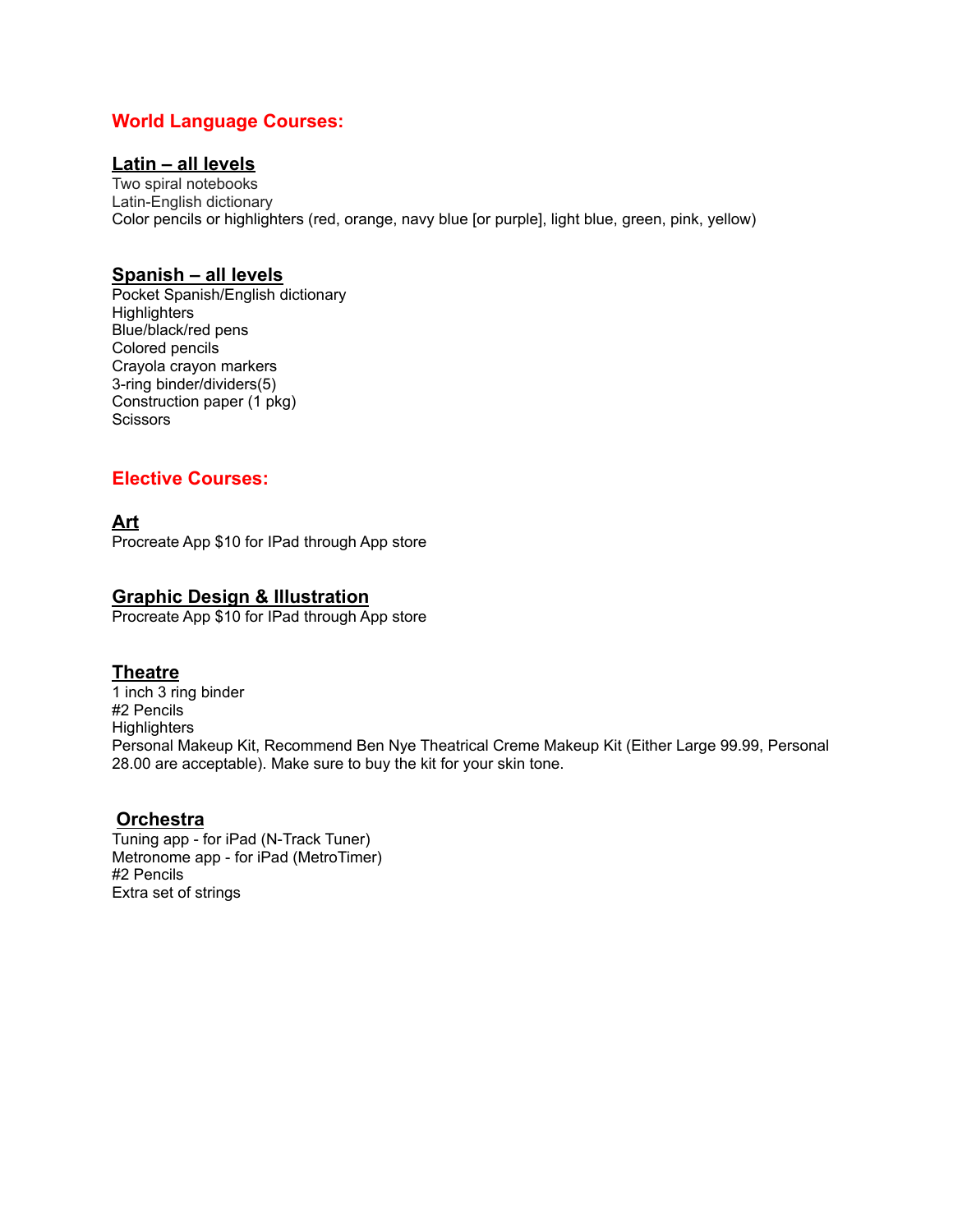## World Language Courses:

### Latin – all levels

Two spiral notebooks
Latin-English dictionary
Color pencils or highlighters (red, orange, navy blue [or purple], light blue, green, pink, yellow)

### Spanish – all levels

Pocket Spanish/English dictionary
Highlighters
Blue/black/red pens
Colored pencils
Crayola crayon markers
3-ring binder/dividers(5)
Construction paper (1 pkg)
Scissors

## Elective Courses:

### Art

Procreate App $10 for IPad through App store

### Graphic Design & Illustration

Procreate App $10 for IPad through App store

### Theatre

1 inch 3 ring binder
#2 Pencils
Highlighters
Personal Makeup Kit, Recommend Ben Nye Theatrical Creme Makeup Kit (Either Large 99.99, Personal 28.00 are acceptable). Make sure to buy the kit for your skin tone.

### Orchestra

Tuning app - for iPad (N-Track Tuner)
Metronome app - for iPad (MetroTimer)
#2 Pencils
Extra set of strings